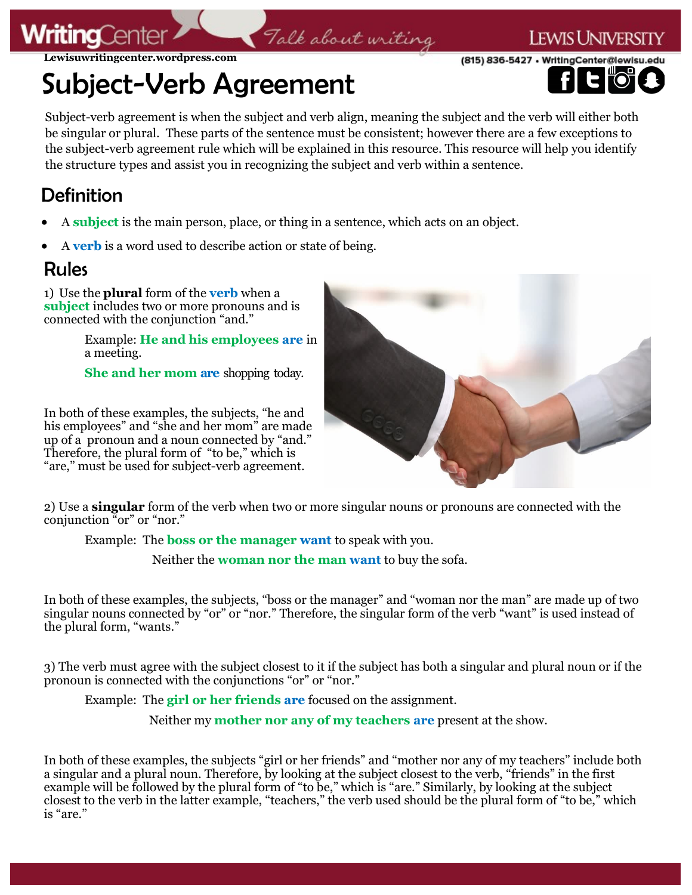# Subject-Verb Agreement

Subject-verb agreement is when the subject and verb align, meaning the subject and the verb will either both be singular or plural. These parts of the sentence must be consistent; however there are a few exceptions to the subject-verb agreement rule which will be explained in this resource. This resource will help you identify the structure types and assist you in recognizing the subject and verb within a sentence.

## Definition

- A **subject** is the main person, place, or thing in a sentence, which acts on an object.
- A **verb** is a word used to describe action or state of being.

## Rules

1) Use the **plural** form of the **verb** when a **subject** includes two or more pronouns and is connected with the conjunction "and."

> Example: **He and his employees are** in a meeting.
>
> **She and her mom are** shopping today.

In both of these examples, the subjects, "he and his employees" and "she and her mom" are made up of a pronoun and a noun connected by "and." Therefore, the plural form of "to be," which is "are," must be used for subject-verb agreement.

2) Use a **singular** form of the verb when two or more singular nouns or pronouns are connected with the conjunction "or" or "nor."

> Example: The **boss or the manager want** to speak with you.
>
> Neither the **woman nor the man want** to buy the sofa.

In both of these examples, the subjects, "boss or the manager" and "woman nor the man" are made up of two singular nouns connected by "or" or "nor." Therefore, the singular form of the verb "want" is used instead of the plural form, "wants."

3) The verb must agree with the subject closest to it if the subject has both a singular and plural noun or if the pronoun is connected with the conjunctions "or" or "nor."

> Example: The **girl or her friends are** focused on the assignment.
>
> Neither my **mother nor any of my teachers are** present at the show.

In both of these examples, the subjects "girl or her friends" and "mother nor any of my teachers" include both a singular and a plural noun. Therefore, by looking at the subject closest to the verb, "friends" in the first example will be followed by the plural form of "to be," which is "are." Similarly, by looking at the subject closest to the verb in the latter example, "teachers," the verb used should be the plural form of "to be," which is "are."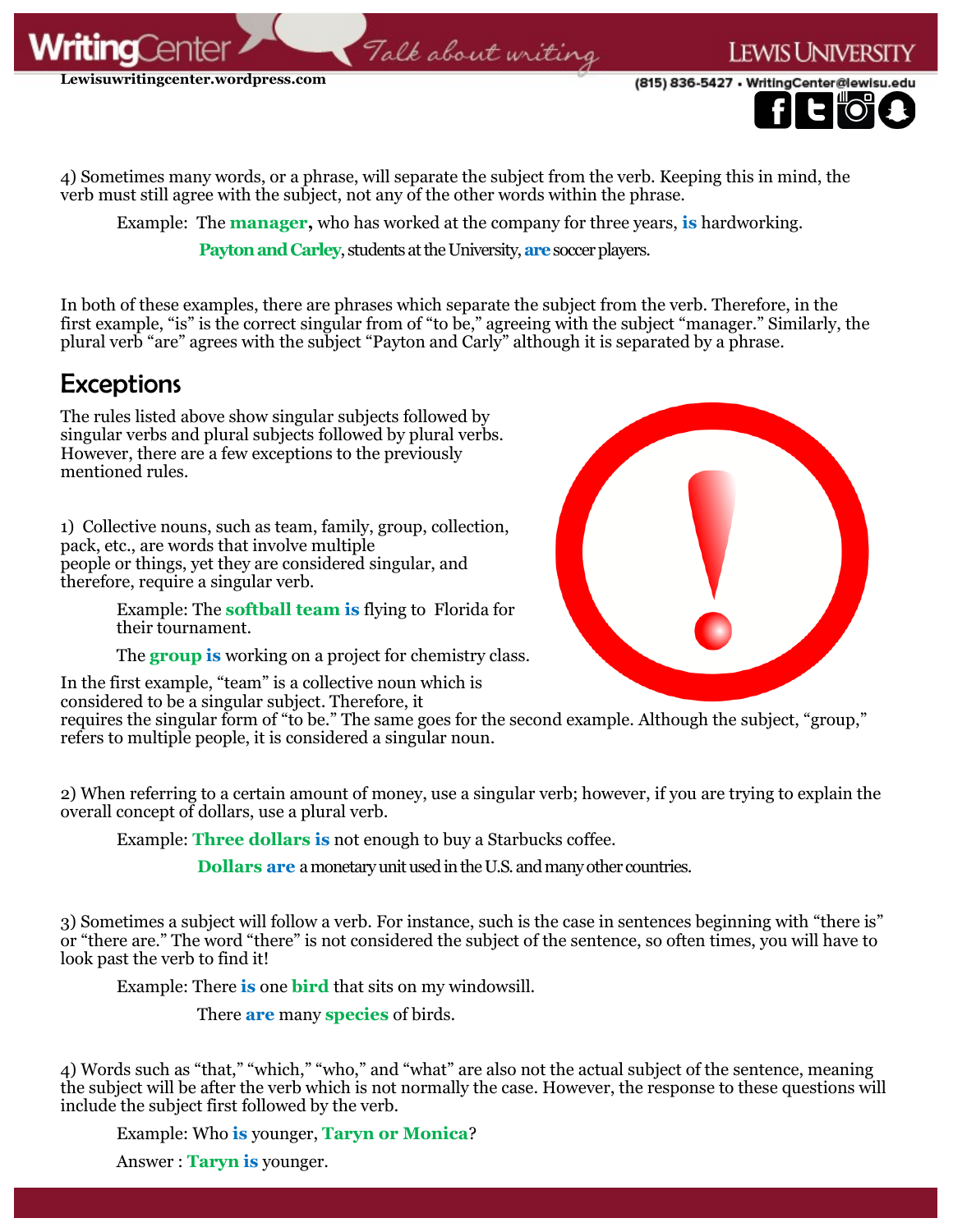4) Sometimes many words, or a phrase, will separate the subject from the verb. Keeping this in mind, the verb must still agree with the subject, not any of the other words within the phrase.

Example: The **manager**, who has worked at the company for three years, **is** hardworking.

**Payton and Carley**, students at the University, **are** soccer players.

In both of these examples, there are phrases which separate the subject from the verb. Therefore, in the first example, "is" is the correct singular from of "to be," agreeing with the subject "manager." Similarly, the plural verb "are" agrees with the subject "Payton and Carly" although it is separated by a phrase.

## Exceptions

The rules listed above show singular subjects followed by singular verbs and plural subjects followed by plural verbs. However, there are a few exceptions to the previously mentioned rules.

1) Collective nouns, such as team, family, group, collection, pack, etc., are words that involve multiple people or things, yet they are considered singular, and therefore, require a singular verb.

Example: The **softball team is** flying to Florida for their tournament.

The **group is** working on a project for chemistry class.

In the first example, "team" is a collective noun which is considered to be a singular subject. Therefore, it requires the singular form of "to be." The same goes for the second example. Although the subject, "group," refers to multiple people, it is considered a singular noun.

2) When referring to a certain amount of money, use a singular verb; however, if you are trying to explain the overall concept of dollars, use a plural verb.

Example: **Three dollars is** not enough to buy a Starbucks coffee.

**Dollars are** a monetary unit used in the U.S. and many other countries.

3) Sometimes a subject will follow a verb. For instance, such is the case in sentences beginning with "there is" or "there are." The word "there" is not considered the subject of the sentence, so often times, you will have to look past the verb to find it!

Example: There **is** one **bird** that sits on my windowsill.

There **are** many **species** of birds.

4) Words such as "that," "which," "who," and "what" are also not the actual subject of the sentence, meaning the subject will be after the verb which is not normally the case. However, the response to these questions will include the subject first followed by the verb.

Example: Who **is** younger, **Taryn or Monica**?

Answer : **Taryn is** younger.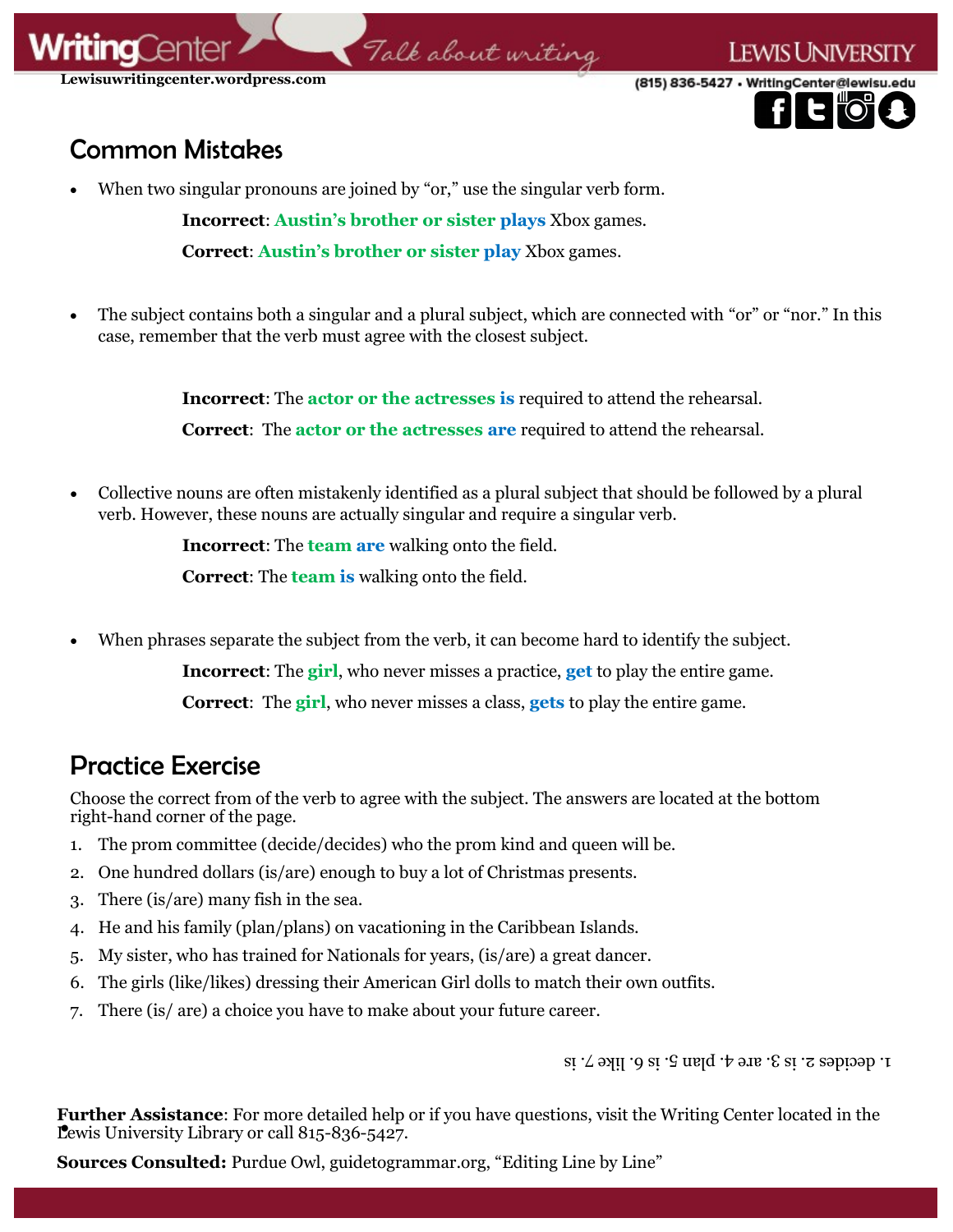## Common Mistakes

- When two singular pronouns are joined by "or," use the singular verb form.

  **Incorrect**: **Austin's brother or sister plays** Xbox games.

  **Correct**: **Austin's brother or sister play** Xbox games.

- The subject contains both a singular and a plural subject, which are connected with "or" or "nor." In this case, remember that the verb must agree with the closest subject.

  **Incorrect**: The **actor or the actresses is** required to attend the rehearsal.

  **Correct**: The **actor or the actresses are** required to attend the rehearsal.

- Collective nouns are often mistakenly identified as a plural subject that should be followed by a plural verb. However, these nouns are actually singular and require a singular verb.

  **Incorrect**: The **team are** walking onto the field.

  **Correct**: The **team is** walking onto the field.

- When phrases separate the subject from the verb, it can become hard to identify the subject.

  **Incorrect**: The **girl**, who never misses a practice, **get** to play the entire game.

  **Correct**: The **girl**, who never misses a class, **gets** to play the entire game.

## Practice Exercise

Choose the correct from of the verb to agree with the subject. The answers are located at the bottom right-hand corner of the page.

1. The prom committee (decide/decides) who the prom kind and queen will be.
2. One hundred dollars (is/are) enough to buy a lot of Christmas presents.
3. There (is/are) many fish in the sea.
4. He and his family (plan/plans) on vacationing in the Caribbean Islands.
5. My sister, who has trained for Nationals for years, (is/are) a great dancer.
6. The girls (like/likes) dressing their American Girl dolls to match their own outfits.
7. There (is/ are) a choice you have to make about your future career.

1. decides 2. is 3. are 4. plan 5. is 6. like 7. is

**Further Assistance**: For more detailed help or if you have questions, visit the Writing Center located in the Lewis University Library or call 815-836-5427.

**Sources Consulted:** Purdue Owl, guidetogrammar.org, "Editing Line by Line"